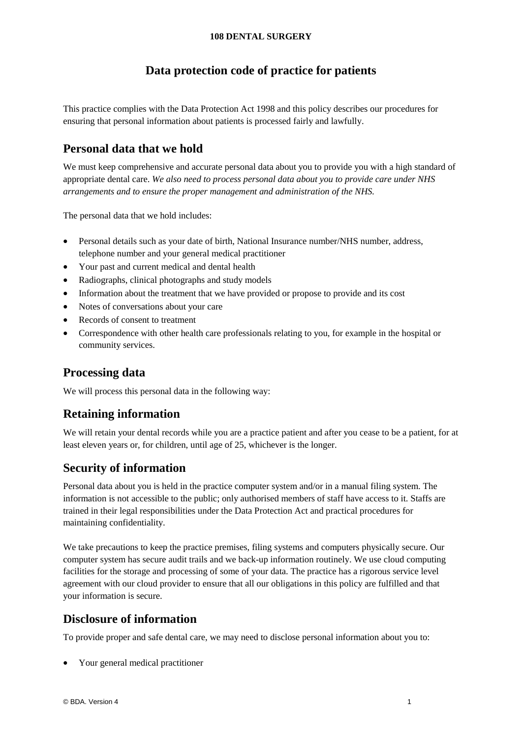**108 DENTAL SURGERY**

# Data protection code of practice for patients

This practice complies with the Data Protection Act 1998 and this policy describes our procedures for ensuring that personal information about patients is processed fairly and lawfully.

## Personal data that we hold

We must keep comprehensive and accurate personal data about you to provide you with a high standard of appropriate dental care. *We also need to process personal data about you to provide care under NHS arrangements and to ensure the proper management and administration of the NHS.*

The personal data that we hold includes:

- Personal details such as your date of birth, National Insurance number/NHS number, address, telephone number and your general medical practitioner
- Your past and current medical and dental health
- Radiographs, clinical photographs and study models
- Information about the treatment that we have provided or propose to provide and its cost
- Notes of conversations about your care
- Records of consent to treatment
- Correspondence with other health care professionals relating to you, for example in the hospital or community services.

## Processing data

We will process this personal data in the following way:

## Retaining information

We will retain your dental records while you are a practice patient and after you cease to be a patient, for at least eleven years or, for children, until age of 25, whichever is the longer.

## Security of information

Personal data about you is held in the practice computer system and/or in a manual filing system. The information is not accessible to the public; only authorised members of staff have access to it. Staffs are trained in their legal responsibilities under the Data Protection Act and practical procedures for maintaining confidentiality.

We take precautions to keep the practice premises, filing systems and computers physically secure. Our computer system has secure audit trails and we back-up information routinely. We use cloud computing facilities for the storage and processing of some of your data. The practice has a rigorous service level agreement with our cloud provider to ensure that all our obligations in this policy are fulfilled and that your information is secure.

## Disclosure of information

To provide proper and safe dental care, we may need to disclose personal information about you to:

- Your general medical practitioner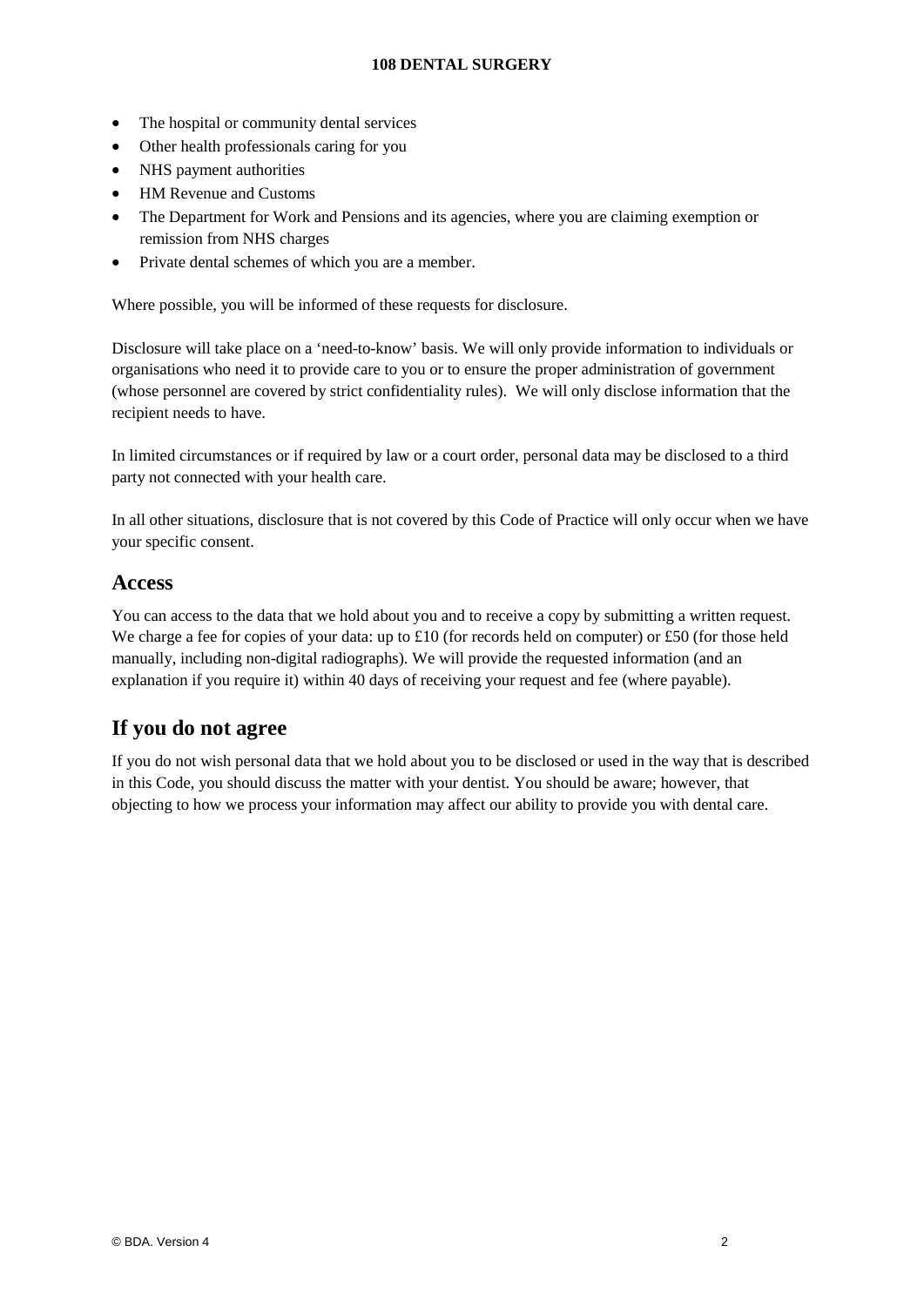- The hospital or community dental services
- Other health professionals caring for you
- NHS payment authorities
- HM Revenue and Customs
- The Department for Work and Pensions and its agencies, where you are claiming exemption or remission from NHS charges
- Private dental schemes of which you are a member.

Where possible, you will be informed of these requests for disclosure.

Disclosure will take place on a 'need-to-know' basis. We will only provide information to individuals or organisations who need it to provide care to you or to ensure the proper administration of government (whose personnel are covered by strict confidentiality rules). We will only disclose information that the recipient needs to have.

In limited circumstances or if required by law or a court order, personal data may be disclosed to a third party not connected with your health care.

In all other situations, disclosure that is not covered by this Code of Practice will only occur when we have your specific consent.

## Access

You can access to the data that we hold about you and to receive a copy by submitting a written request. We charge a fee for copies of your data: up to £10 (for records held on computer) or £50 (for those held manually, including non-digital radiographs). We will provide the requested information (and an explanation if you require it) within 40 days of receiving your request and fee (where payable).

## If you do not agree

If you do not wish personal data that we hold about you to be disclosed or used in the way that is described in this Code, you should discuss the matter with your dentist. You should be aware; however, that objecting to how we process your information may affect our ability to provide you with dental care.